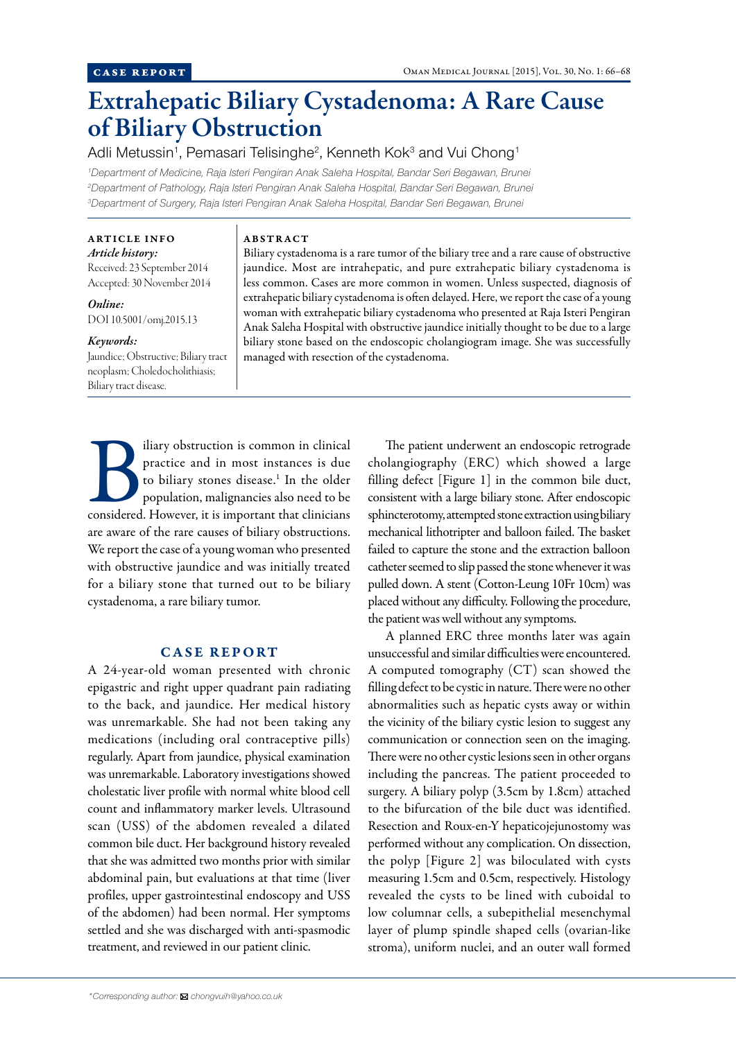CASE REPORT

# Extrahepatic Biliary Cystadenoma: A Rare Cause of Biliary Obstruction

Adli Metussin[1], Pemasari Telisinghe[2], Kenneth Kok[3] and Vui Chong[1]

*[1]Department of Medicine, Raja Isteri Pengiran Anak Saleha Hospital, Bandar Seri Begawan, Brunei*
*[2]Department of Pathology, Raja Isteri Pengiran Anak Saleha Hospital, Bandar Seri Begawan, Brunei*
*[3]Department of Surgery, Raja Isteri Pengiran Anak Saleha Hospital, Bandar Seri Begawan, Brunei*

**ARTICLE INFO**

*Article history:*
Received: 23 September 2014
Accepted: 30 November 2014

*Online:*
DOI 10.5001/omj.2015.13

*Keywords:*
Jaundice; Obstructive; Biliary tract neoplasm; Choledocholithiasis; Biliary tract disease.

**ABSTRACT**

Biliary cystadenoma is a rare tumor of the biliary tree and a rare cause of obstructive jaundice. Most are intrahepatic, and pure extrahepatic biliary cystadenoma is less common. Cases are more common in women. Unless suspected, diagnosis of extrahepatic biliary cystadenoma is often delayed. Here, we report the case of a young woman with extrahepatic biliary cystadenoma who presented at Raja Isteri Pengiran Anak Saleha Hospital with obstructive jaundice initially thought to be due to a large biliary stone based on the endoscopic cholangiogram image. She was successfully managed with resection of the cystadenoma.

Biliary obstruction is common in clinical practice and in most instances is due to biliary stones disease.[1] In the older population, malignancies also need to be considered. However, it is important that clinicians are aware of the rare causes of biliary obstructions. We report the case of a young woman who presented with obstructive jaundice and was initially treated for a biliary stone that turned out to be biliary cystadenoma, a rare biliary tumor.

## CASE REPORT

A 24-year-old woman presented with chronic epigastric and right upper quadrant pain radiating to the back, and jaundice. Her medical history was unremarkable. She had not been taking any medications (including oral contraceptive pills) regularly. Apart from jaundice, physical examination was unremarkable. Laboratory investigations showed cholestatic liver profile with normal white blood cell count and inflammatory marker levels. Ultrasound scan (USS) of the abdomen revealed a dilated common bile duct. Her background history revealed that she was admitted two months prior with similar abdominal pain, but evaluations at that time (liver profiles, upper gastrointestinal endoscopy and USS of the abdomen) had been normal. Her symptoms settled and she was discharged with anti-spasmodic treatment, and reviewed in our patient clinic.

The patient underwent an endoscopic retrograde cholangiography (ERC) which showed a large filling defect [Figure 1] in the common bile duct, consistent with a large biliary stone. After endoscopic sphincterotomy, attempted stone extraction using biliary mechanical lithotripter and balloon failed. The basket failed to capture the stone and the extraction balloon catheter seemed to slip passed the stone whenever it was pulled down. A stent (Cotton-Leung 10Fr 10cm) was placed without any difficulty. Following the procedure, the patient was well without any symptoms.

A planned ERC three months later was again unsuccessful and similar difficulties were encountered. A computed tomography (CT) scan showed the filling defect to be cystic in nature. There were no other abnormalities such as hepatic cysts away or within the vicinity of the biliary cystic lesion to suggest any communication or connection seen on the imaging. There were no other cystic lesions seen in other organs including the pancreas. The patient proceeded to surgery. A biliary polyp (3.5cm by 1.8cm) attached to the bifurcation of the bile duct was identified. Resection and Roux-en-Y hepaticojejunostomy was performed without any complication. On dissection, the polyp [Figure 2] was biloculated with cysts measuring 1.5cm and 0.5cm, respectively. Histology revealed the cysts to be lined with cuboidal to low columnar cells, a subepithelial mesenchymal layer of plump spindle shaped cells (ovarian-like stroma), uniform nuclei, and an outer wall formed

*Corresponding author: chongvuih@yahoo.co.uk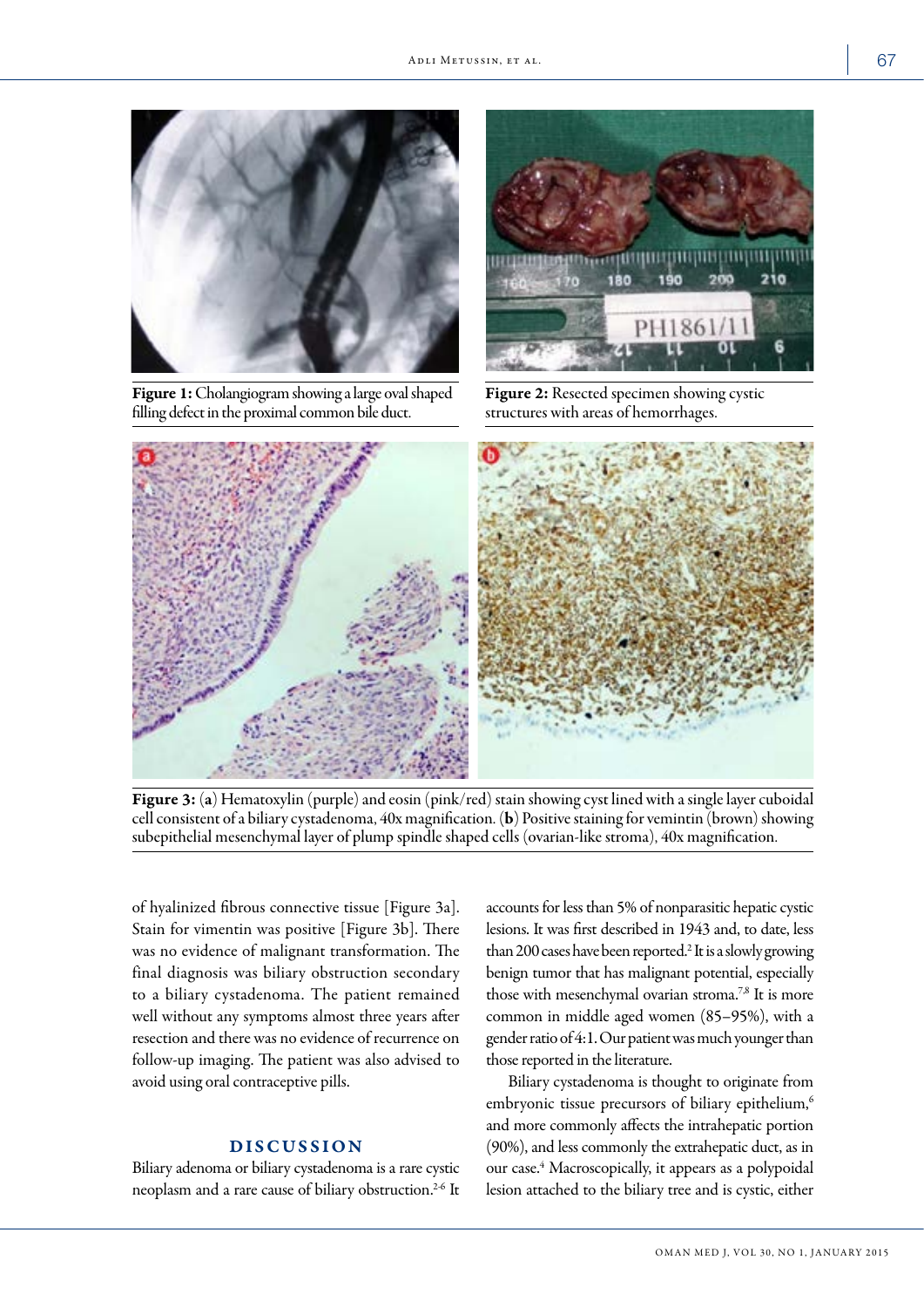Figure 1: Cholangiogram showing a large oval shaped filling defect in the proximal common bile duct.

Figure 2: Resected specimen showing cystic structures with areas of hemorrhages.

Figure 3: (**a**) Hematoxylin (purple) and eosin (pink/red) stain showing cyst lined with a single layer cuboidal cell consistent of a biliary cystadenoma, 40x magnification. (**b**) Positive staining for vemintin (brown) showing subepithelial mesenchymal layer of plump spindle shaped cells (ovarian-like stroma), 40x magnification.

of hyalinized fibrous connective tissue [Figure 3a]. Stain for vimentin was positive [Figure 3b]. There was no evidence of malignant transformation. The final diagnosis was biliary obstruction secondary to a biliary cystadenoma. The patient remained well without any symptoms almost three years after resection and there was no evidence of recurrence on follow-up imaging. The patient was also advised to avoid using oral contraceptive pills.

## DISCUSSION

Biliary adenoma or biliary cystadenoma is a rare cystic neoplasm and a rare cause of biliary obstruction.[2-6] It accounts for less than 5% of nonparasitic hepatic cystic lesions. It was first described in 1943 and, to date, less than 200 cases have been reported.[2] It is a slowly growing benign tumor that has malignant potential, especially those with mesenchymal ovarian stroma.[7,8] It is more common in middle aged women (85–95%), with a gender ratio of 4:1. Our patient was much younger than those reported in the literature.

Biliary cystadenoma is thought to originate from embryonic tissue precursors of biliary epithelium,[6] and more commonly affects the intrahepatic portion (90%), and less commonly the extrahepatic duct, as in our case.[4] Macroscopically, it appears as a polypoidal lesion attached to the biliary tree and is cystic, either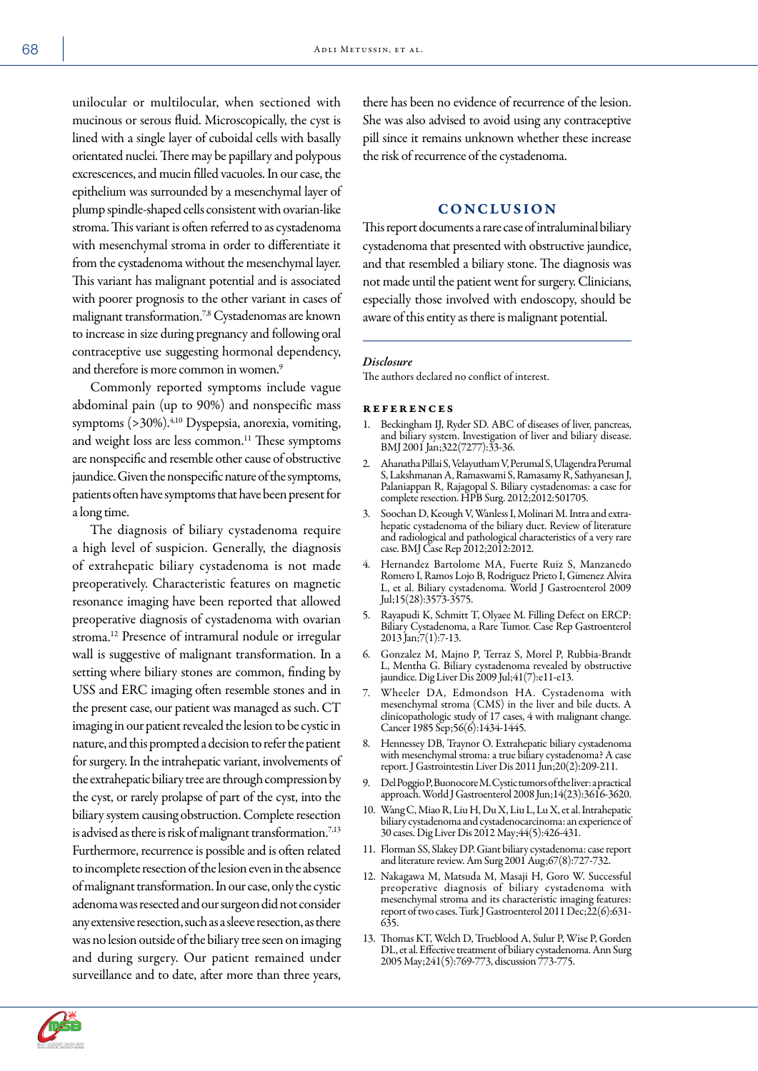unilocular or multilocular, when sectioned with mucinous or serous fluid. Microscopically, the cyst is lined with a single layer of cuboidal cells with basally orientated nuclei. There may be papillary and polypous excrescences, and mucin filled vacuoles. In our case, the epithelium was surrounded by a mesenchymal layer of plump spindle-shaped cells consistent with ovarian-like stroma. This variant is often referred to as cystadenoma with mesenchymal stroma in order to differentiate it from the cystadenoma without the mesenchymal layer. This variant has malignant potential and is associated with poorer prognosis to the other variant in cases of malignant transformation.[7,8] Cystadenomas are known to increase in size during pregnancy and following oral contraceptive use suggesting hormonal dependency, and therefore is more common in women.[9]

Commonly reported symptoms include vague abdominal pain (up to 90%) and nonspecific mass symptoms (>30%).[4,10] Dyspepsia, anorexia, vomiting, and weight loss are less common.[11] These symptoms are nonspecific and resemble other cause of obstructive jaundice. Given the nonspecific nature of the symptoms, patients often have symptoms that have been present for a long time.

The diagnosis of biliary cystadenoma require a high level of suspicion. Generally, the diagnosis of extrahepatic biliary cystadenoma is not made preoperatively. Characteristic features on magnetic resonance imaging have been reported that allowed preoperative diagnosis of cystadenoma with ovarian stroma.[12] Presence of intramural nodule or irregular wall is suggestive of malignant transformation. In a setting where biliary stones are common, finding by USS and ERC imaging often resemble stones and in the present case, our patient was managed as such. CT imaging in our patient revealed the lesion to be cystic in nature, and this prompted a decision to refer the patient for surgery. In the intrahepatic variant, involvements of the extrahepatic biliary tree are through compression by the cyst, or rarely prolapse of part of the cyst, into the biliary system causing obstruction. Complete resection is advised as there is risk of malignant transformation.[7,13] Furthermore, recurrence is possible and is often related to incomplete resection of the lesion even in the absence of malignant transformation. In our case, only the cystic adenoma was resected and our surgeon did not consider any extensive resection, such as a sleeve resection, as there was no lesion outside of the biliary tree seen on imaging and during surgery. Our patient remained under surveillance and to date, after more than three years, there has been no evidence of recurrence of the lesion. She was also advised to avoid using any contraceptive pill since it remains unknown whether these increase the risk of recurrence of the cystadenoma.

## CONCLUSION

This report documents a rare case of intraluminal biliary cystadenoma that presented with obstructive jaundice, and that resembled a biliary stone. The diagnosis was not made until the patient went for surgery. Clinicians, especially those involved with endoscopy, should be aware of this entity as there is malignant potential.

*Disclosure*

The authors declared no conflict of interest.

## REFERENCES

1. Beckingham IJ, Ryder SD. ABC of diseases of liver, pancreas, and biliary system. Investigation of liver and biliary disease. BMJ 2001 Jan;322(7277):33-36.
2. Ahanatha Pillai S, Velayutham V, Perumal S, Ulagendra Perumal S, Lakshmanan A, Ramaswami S, Ramasamy R, Sathyanesan J, Palaniappan R, Rajagopal S. Biliary cystadenomas: a case for complete resection. HPB Surg. 2012;2012:501705.
3. Soochan D, Keough V, Wanless I, Molinari M. Intra and extra-hepatic cystadenoma of the biliary duct. Review of literature and radiological and pathological characteristics of a very rare case. BMJ Case Rep 2012;2012:2012.
4. Hernandez Bartolome MA, Fuerte Ruiz S, Manzanedo Romero I, Ramos Lojo B, Rodriguez Prieto I, Gimenez Alvira L, et al. Biliary cystadenoma. World J Gastroenterol 2009 Jul;15(28):3573-3575.
5. Rayapudi K, Schmitt T, Olyaee M. Filling Defect on ERCP: Biliary Cystadenoma, a Rare Tumor. Case Rep Gastroenterol 2013 Jan;7(1):7-13.
6. Gonzalez M, Majno P, Terraz S, Morel P, Rubbia-Brandt L, Mentha G. Biliary cystadenoma revealed by obstructive jaundice. Dig Liver Dis 2009 Jul;41(7):e11-e13.
7. Wheeler DA, Edmondson HA. Cystadenoma with mesenchymal stroma (CMS) in the liver and bile ducts. A clinicopathologic study of 17 cases, 4 with malignant change. Cancer 1985 Sep;56(6):1434-1445.
8. Hennessey DB, Traynor O. Extrahepatic biliary cystadenoma with mesenchymal stroma: a true biliary cystadenoma? A case report. J Gastrointestin Liver Dis 2011 Jun;20(2):209-211.
9. Del Poggio P, Buonocore M. Cystic tumors of the liver: a practical approach. World J Gastroenterol 2008 Jun;14(23):3616-3620.
10. Wang C, Miao R, Liu H, Du X, Liu L, Lu X, et al. Intrahepatic biliary cystadenoma and cystadenocarcinoma: an experience of 30 cases. Dig Liver Dis 2012 May;44(5):426-431.
11. Florman SS, Slakey DP. Giant biliary cystadenoma: case report and literature review. Am Surg 2001 Aug;67(8):727-732.
12. Nakagawa M, Matsuda M, Masaji H, Goro W. Successful preoperative diagnosis of biliary cystadenoma with mesenchymal stroma and its characteristic imaging features: report of two cases. Turk J Gastroenterol 2011 Dec;22(6):631-635.
13. Thomas KT, Welch D, Trueblood A, Sulur P, Wise P, Gorden DL, et al. Effective treatment of biliary cystadenoma. Ann Surg 2005 May;241(5):769-773, discussion 773-775.